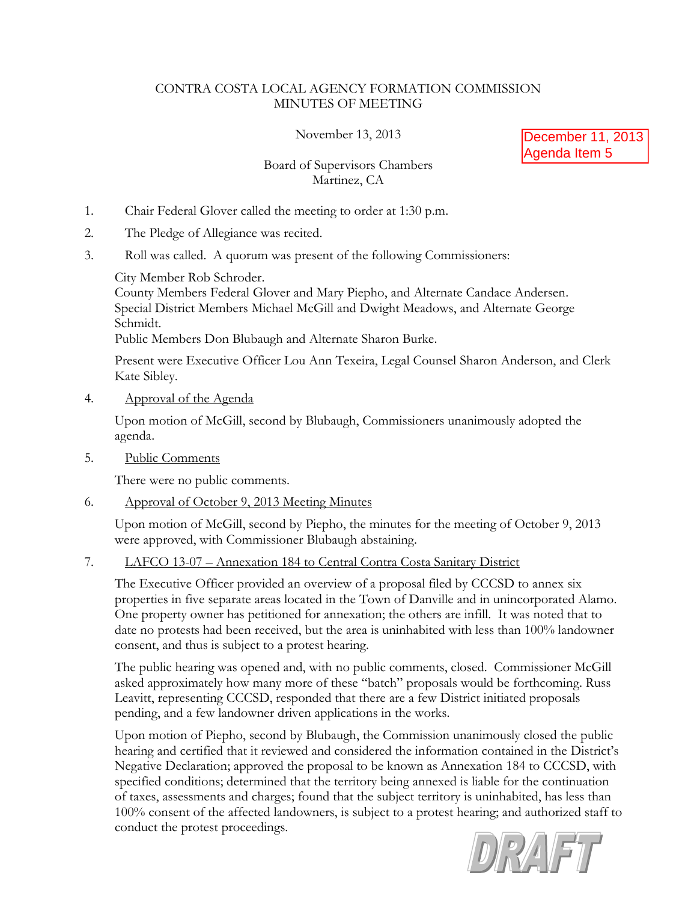CONTRA COSTA LOCAL AGENCY FORMATION COMMISSION
MINUTES OF MEETING

November 13, 2013

December 11, 2013
Agenda Item 5

Board of Supervisors Chambers
Martinez, CA

1. Chair Federal Glover called the meeting to order at 1:30 p.m.

2. The Pledge of Allegiance was recited.

3. Roll was called. A quorum was present of the following Commissioners:

   City Member Rob Schroder.
   County Members Federal Glover and Mary Piepho, and Alternate Candace Andersen.
   Special District Members Michael McGill and Dwight Meadows, and Alternate George Schmidt.
   Public Members Don Blubaugh and Alternate Sharon Burke.

   Present were Executive Officer Lou Ann Texeira, Legal Counsel Sharon Anderson, and Clerk Kate Sibley.

4. <u>Approval of the Agenda</u>

   Upon motion of McGill, second by Blubaugh, Commissioners unanimously adopted the agenda.

5. <u>Public Comments</u>

   There were no public comments.

6. <u>Approval of October 9, 2013 Meeting Minutes</u>

   Upon motion of McGill, second by Piepho, the minutes for the meeting of October 9, 2013 were approved, with Commissioner Blubaugh abstaining.

7. <u>LAFCO 13-07 – Annexation 184 to Central Contra Costa Sanitary District</u>

   The Executive Officer provided an overview of a proposal filed by CCCSD to annex six properties in five separate areas located in the Town of Danville and in unincorporated Alamo. One property owner has petitioned for annexation; the others are infill. It was noted that to date no protests had been received, but the area is uninhabited with less than 100% landowner consent, and thus is subject to a protest hearing.

   The public hearing was opened and, with no public comments, closed. Commissioner McGill asked approximately how many more of these "batch" proposals would be forthcoming. Russ Leavitt, representing CCCSD, responded that there are a few District initiated proposals pending, and a few landowner driven applications in the works.

   Upon motion of Piepho, second by Blubaugh, the Commission unanimously closed the public hearing and certified that it reviewed and considered the information contained in the District's Negative Declaration; approved the proposal to be known as Annexation 184 to CCCSD, with specified conditions; determined that the territory being annexed is liable for the continuation of taxes, assessments and charges; found that the subject territory is uninhabited, has less than 100% consent of the affected landowners, is subject to a protest hearing; and authorized staff to conduct the protest proceedings.

DRAFT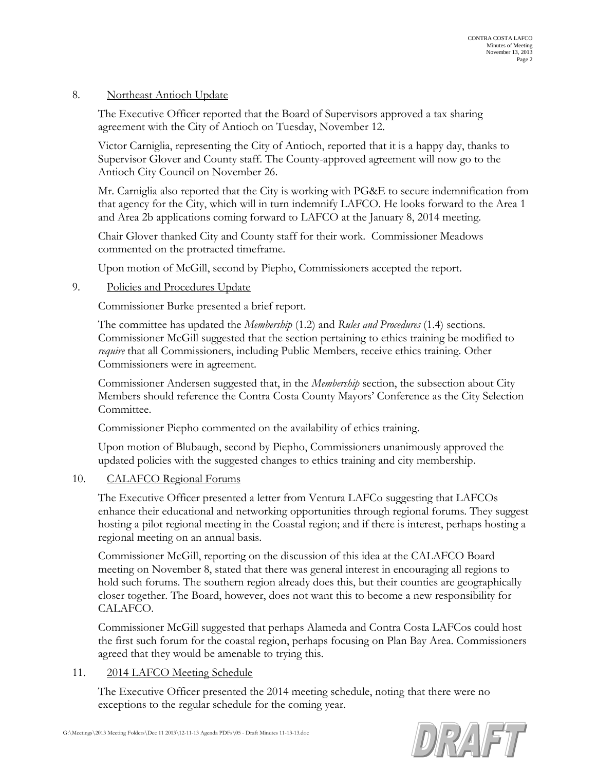8. Northeast Antioch Update

The Executive Officer reported that the Board of Supervisors approved a tax sharing agreement with the City of Antioch on Tuesday, November 12.

Victor Carniglia, representing the City of Antioch, reported that it is a happy day, thanks to Supervisor Glover and County staff. The County-approved agreement will now go to the Antioch City Council on November 26.

Mr. Carniglia also reported that the City is working with PG&E to secure indemnification from that agency for the City, which will in turn indemnify LAFCO. He looks forward to the Area 1 and Area 2b applications coming forward to LAFCO at the January 8, 2014 meeting.

Chair Glover thanked City and County staff for their work. Commissioner Meadows commented on the protracted timeframe.

Upon motion of McGill, second by Piepho, Commissioners accepted the report.

9. Policies and Procedures Update

Commissioner Burke presented a brief report.

The committee has updated the *Membership* (1.2) and *Rules and Procedures* (1.4) sections. Commissioner McGill suggested that the section pertaining to ethics training be modified to *require* that all Commissioners, including Public Members, receive ethics training. Other Commissioners were in agreement.

Commissioner Andersen suggested that, in the *Membership* section, the subsection about City Members should reference the Contra Costa County Mayors' Conference as the City Selection Committee.

Commissioner Piepho commented on the availability of ethics training.

Upon motion of Blubaugh, second by Piepho, Commissioners unanimously approved the updated policies with the suggested changes to ethics training and city membership.

10. CALAFCO Regional Forums

The Executive Officer presented a letter from Ventura LAFCo suggesting that LAFCOs enhance their educational and networking opportunities through regional forums. They suggest hosting a pilot regional meeting in the Coastal region; and if there is interest, perhaps hosting a regional meeting on an annual basis.

Commissioner McGill, reporting on the discussion of this idea at the CALAFCO Board meeting on November 8, stated that there was general interest in encouraging all regions to hold such forums. The southern region already does this, but their counties are geographically closer together. The Board, however, does not want this to become a new responsibility for CALAFCO.

Commissioner McGill suggested that perhaps Alameda and Contra Costa LAFCos could host the first such forum for the coastal region, perhaps focusing on Plan Bay Area. Commissioners agreed that they would be amenable to trying this.

11. 2014 LAFCO Meeting Schedule

The Executive Officer presented the 2014 meeting schedule, noting that there were no exceptions to the regular schedule for the coming year.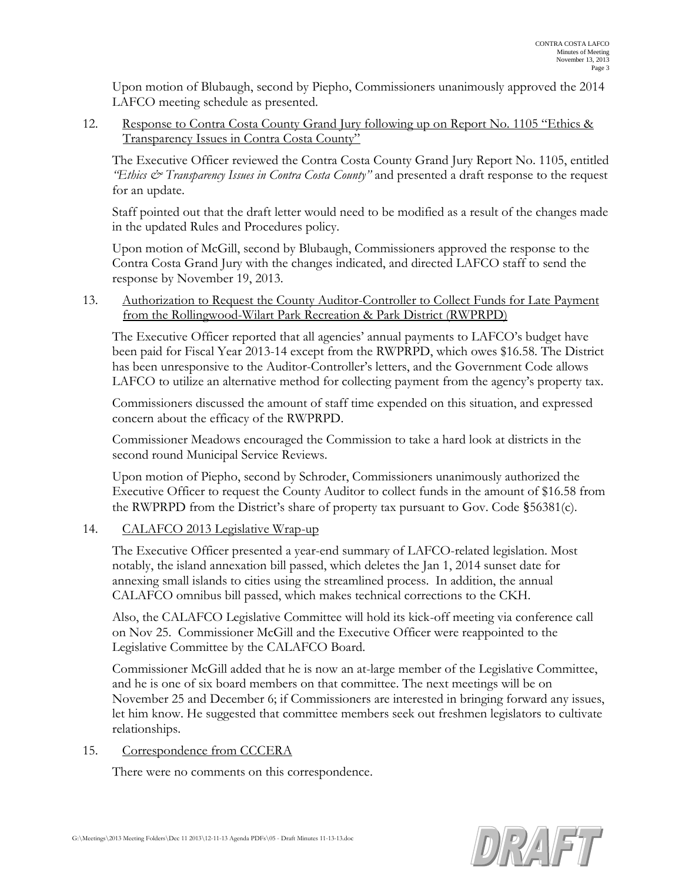Upon motion of Blubaugh, second by Piepho, Commissioners unanimously approved the 2014 LAFCO meeting schedule as presented.

12. Response to Contra Costa County Grand Jury following up on Report No. 1105 "Ethics & Transparency Issues in Contra Costa County"

The Executive Officer reviewed the Contra Costa County Grand Jury Report No. 1105, entitled *"Ethics & Transparency Issues in Contra Costa County"* and presented a draft response to the request for an update.

Staff pointed out that the draft letter would need to be modified as a result of the changes made in the updated Rules and Procedures policy.

Upon motion of McGill, second by Blubaugh, Commissioners approved the response to the Contra Costa Grand Jury with the changes indicated, and directed LAFCO staff to send the response by November 19, 2013.

13. Authorization to Request the County Auditor-Controller to Collect Funds for Late Payment from the Rollingwood-Wilart Park Recreation & Park District (RWPRPD)

The Executive Officer reported that all agencies' annual payments to LAFCO's budget have been paid for Fiscal Year 2013-14 except from the RWPRPD, which owes $16.58. The District has been unresponsive to the Auditor-Controller's letters, and the Government Code allows LAFCO to utilize an alternative method for collecting payment from the agency's property tax.

Commissioners discussed the amount of staff time expended on this situation, and expressed concern about the efficacy of the RWPRPD.

Commissioner Meadows encouraged the Commission to take a hard look at districts in the second round Municipal Service Reviews.

Upon motion of Piepho, second by Schroder, Commissioners unanimously authorized the Executive Officer to request the County Auditor to collect funds in the amount of $16.58 from the RWPRPD from the District's share of property tax pursuant to Gov. Code §56381(c).

14. CALAFCO 2013 Legislative Wrap-up

The Executive Officer presented a year-end summary of LAFCO-related legislation. Most notably, the island annexation bill passed, which deletes the Jan 1, 2014 sunset date for annexing small islands to cities using the streamlined process. In addition, the annual CALAFCO omnibus bill passed, which makes technical corrections to the CKH.

Also, the CALAFCO Legislative Committee will hold its kick-off meeting via conference call on Nov 25. Commissioner McGill and the Executive Officer were reappointed to the Legislative Committee by the CALAFCO Board.

Commissioner McGill added that he is now an at-large member of the Legislative Committee, and he is one of six board members on that committee. The next meetings will be on November 25 and December 6; if Commissioners are interested in bringing forward any issues, let him know. He suggested that committee members seek out freshmen legislators to cultivate relationships.

15. Correspondence from CCCERA

There were no comments on this correspondence.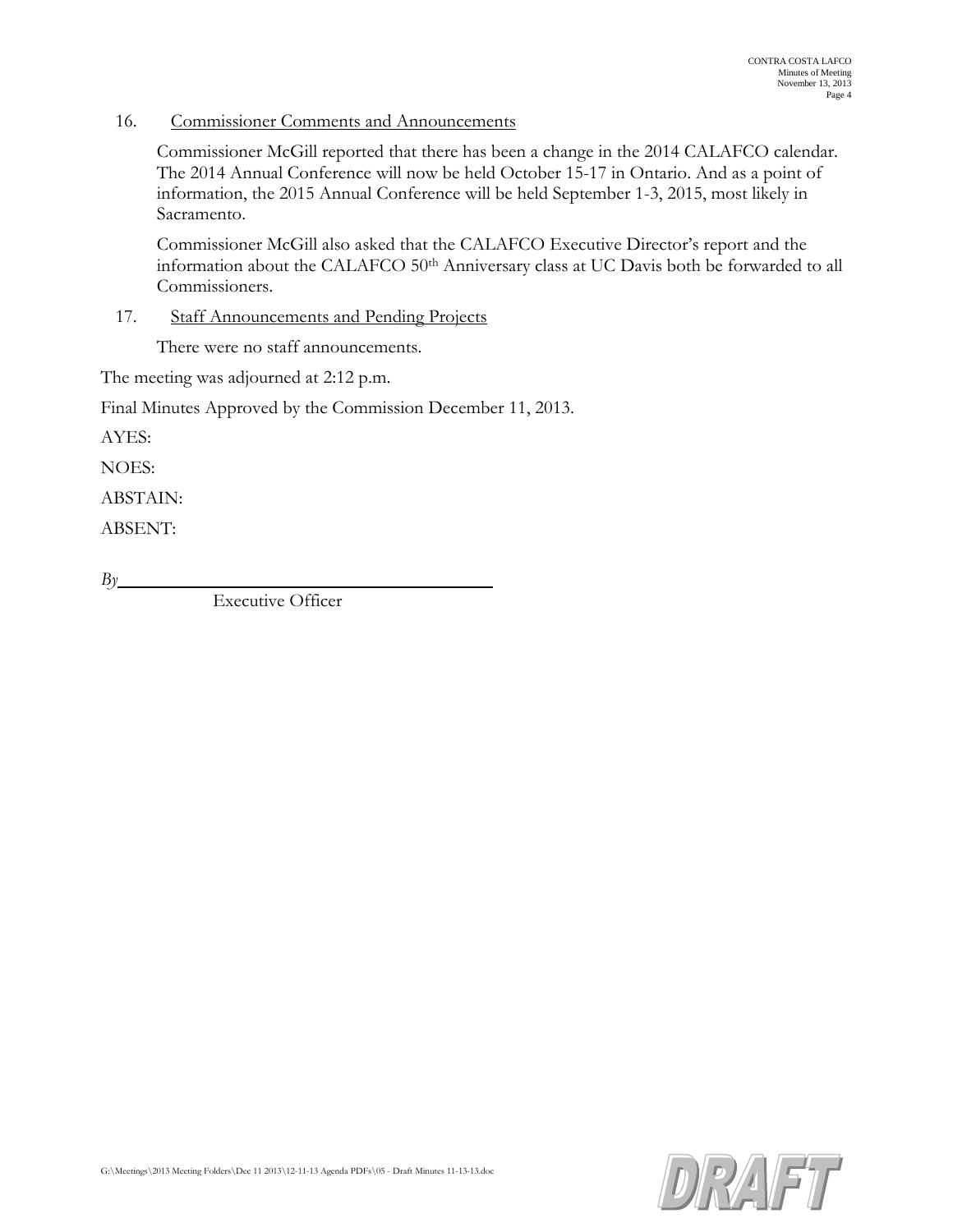16. Commissioner Comments and Announcements

Commissioner McGill reported that there has been a change in the 2014 CALAFCO calendar. The 2014 Annual Conference will now be held October 15-17 in Ontario. And as a point of information, the 2015 Annual Conference will be held September 1-3, 2015, most likely in Sacramento.

Commissioner McGill also asked that the CALAFCO Executive Director's report and the information about the CALAFCO 50th Anniversary class at UC Davis both be forwarded to all Commissioners.

17. Staff Announcements and Pending Projects

There were no staff announcements.

The meeting was adjourned at 2:12 p.m.

Final Minutes Approved by the Commission December 11, 2013.

AYES:

NOES:

ABSTAIN:

ABSENT:

*By* \_\_\_\_\_\_\_\_\_\_\_\_\_\_\_\_\_\_\_\_\_\_\_\_\_\_\_\_\_\_\_\_\_\_\_\_\_\_\_\_

Executive Officer

G:\Meetings\2013 Meeting Folders\Dec 11 2013\12-11-13 Agenda PDFs\05 - Draft Minutes 11-13-13.doc

DRAFT